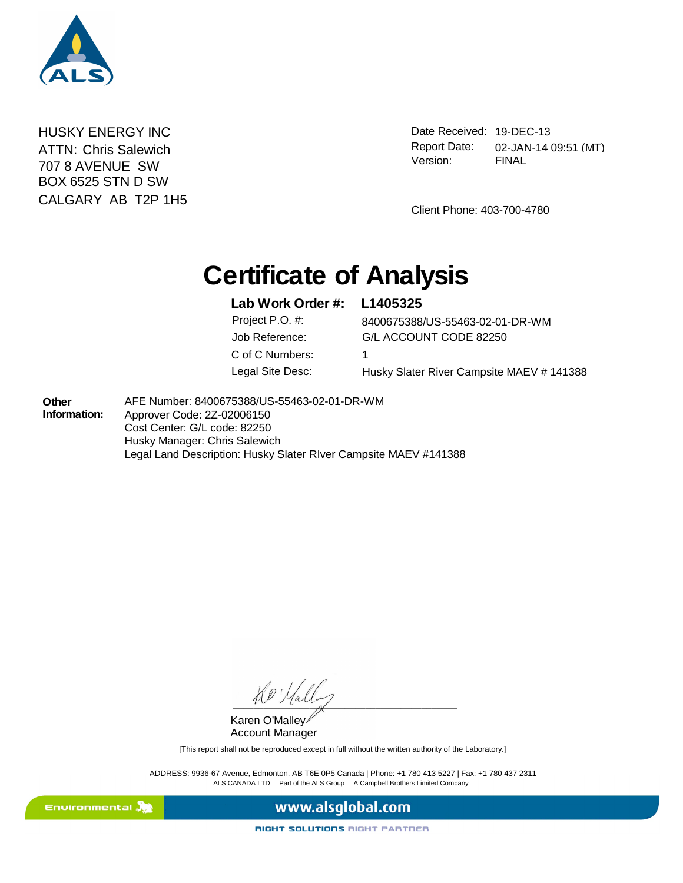HUSKY ENERGY INC
ATTN: Chris Salewich
707 8 AVENUE SW
BOX 6525 STN D SW
CALGARY AB T2P 1H5

Date Received: 19-DEC-13
Report Date: 02-JAN-14 09:51 (MT)
Version: FINAL

Client Phone: 403-700-4780

# Certificate of Analysis

| **Lab Work Order #:** | **L1405325** |
|---|---|
| Project P.O. #: | 8400675388/US-55463-02-01-DR-WM |
| Job Reference: | G/L ACCOUNT CODE 82250 |
| C of C Numbers: | 1 |
| Legal Site Desc: | Husky Slater River Campsite MAEV # 141388 |

**Other Information:**
AFE Number: 8400675388/US-55463-02-01-DR-WM
Approver Code: 2Z-02006150
Cost Center: G/L code: 82250
Husky Manager: Chris Salewich
Legal Land Description: Husky Slater RIver Campsite MAEV #141388

Karen O'Malley
Account Manager

[This report shall not be reproduced except in full without the written authority of the Laboratory.]

ADDRESS: 9936-67 Avenue, Edmonton, AB T6E 0P5 Canada | Phone: +1 780 413 5227 | Fax: +1 780 437 2311
ALS CANADA LTD Part of the ALS Group A Campbell Brothers Limited Company

Environmental www.alsglobal.com
RIGHT SOLUTIONS RIGHT PARTNER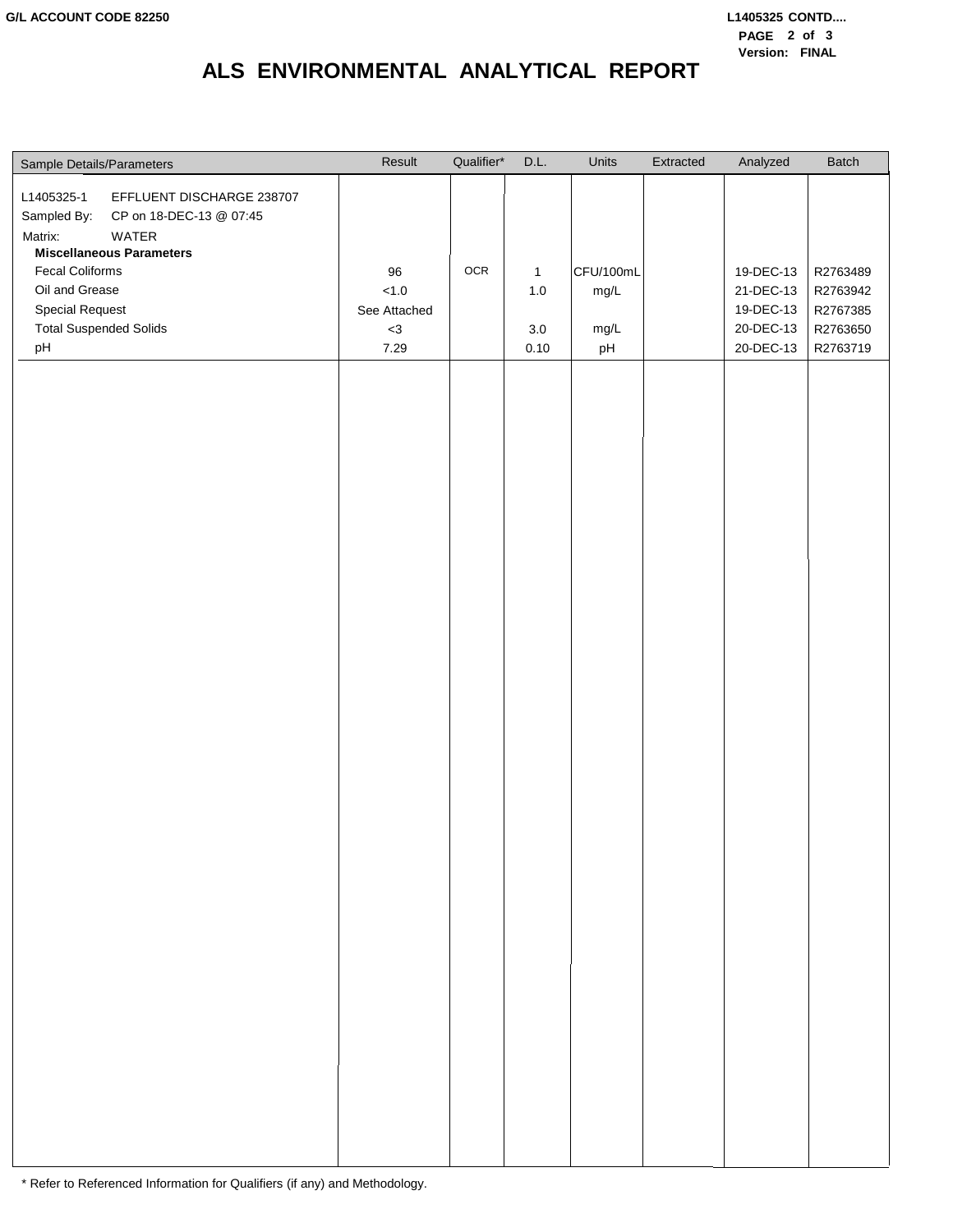G/L ACCOUNT CODE 82250

L1405325 CONTD....

# ALS ENVIRONMENTAL ANALYTICAL REPORT

| Sample Details/Parameters | Result | Qualifier* | D.L. | Units | Extracted | Analyzed | Batch |
|---|---|---|---|---|---|---|---|
| L1405325-1 EFFLUENT DISCHARGE 238707 | | | | | | | |
| Sampled By: CP on 18-DEC-13 @ 07:45 | | | | | | | |
| Matrix: WATER | | | | | | | |
| **Miscellaneous Parameters** | | | | | | | |
| Fecal Coliforms | 96 | OCR | 1 | CFU/100mL | | 19-DEC-13 | R2763489 |
| Oil and Grease | <1.0 | | 1.0 | mg/L | | 21-DEC-13 | R2763942 |
| Special Request | See Attached | | | | | 19-DEC-13 | R2767385 |
| Total Suspended Solids | <3 | | 3.0 | mg/L | | 20-DEC-13 | R2763650 |
| pH | 7.29 | | 0.10 | pH | | 20-DEC-13 | R2763719 |

* Refer to Referenced Information for Qualifiers (if any) and Methodology.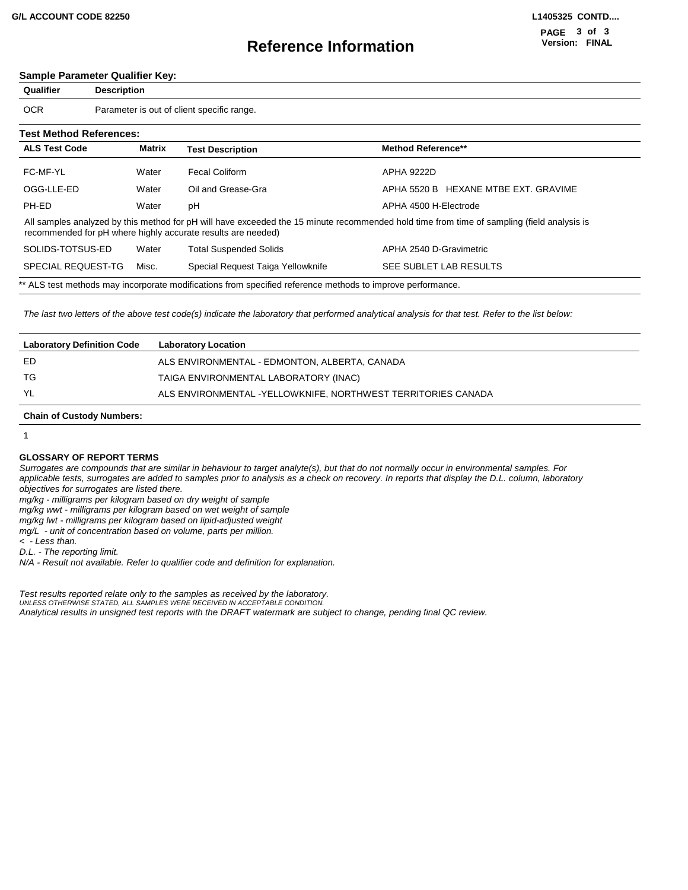# Reference Information

**Sample Parameter Qualifier Key:**

| Qualifier | Description |
|---|---|
| OCR | Parameter is out of client specific range. |

**Test Method References:**

| ALS Test Code | Matrix | Test Description | Method Reference** |
|---|---|---|---|
| FC-MF-YL | Water | Fecal Coliform | APHA 9222D |
| OGG-LLE-ED | Water | Oil and Grease-Gra | APHA 5520 B HEXANE MTBE EXT. GRAVIME |
| PH-ED | Water | pH | APHA 4500 H-Electrode |
| All samples analyzed by this method for pH will have exceeded the 15 minute recommended hold time from time of sampling (field analysis is recommended for pH where highly accurate results are needed) | | | |
| SOLIDS-TOTSUS-ED | Water | Total Suspended Solids | APHA 2540 D-Gravimetric |
| SPECIAL REQUEST-TG | Misc. | Special Request Taiga Yellowknife | SEE SUBLET LAB RESULTS |

** ALS test methods may incorporate modifications from specified reference methods to improve performance.

*The last two letters of the above test code(s) indicate the laboratory that performed analytical analysis for that test. Refer to the list below:*

| Laboratory Definition Code | Laboratory Location |
|---|---|
| ED | ALS ENVIRONMENTAL - EDMONTON, ALBERTA, CANADA |
| TG | TAIGA ENVIRONMENTAL LABORATORY (INAC) |
| YL | ALS ENVIRONMENTAL -YELLOWKNIFE, NORTHWEST TERRITORIES CANADA |

**Chain of Custody Numbers:**

1

**GLOSSARY OF REPORT TERMS**

*Surrogates are compounds that are similar in behaviour to target analyte(s), but that do not normally occur in environmental samples. For applicable tests, surrogates are added to samples prior to analysis as a check on recovery. In reports that display the D.L. column, laboratory objectives for surrogates are listed there.*
*mg/kg - milligrams per kilogram based on dry weight of sample*
*mg/kg wwt - milligrams per kilogram based on wet weight of sample*
*mg/kg lwt - milligrams per kilogram based on lipid-adjusted weight*
*mg/L - unit of concentration based on volume, parts per million.*
*< - Less than.*
*D.L. - The reporting limit.*
*N/A - Result not available. Refer to qualifier code and definition for explanation.*

*Test results reported relate only to the samples as received by the laboratory.*
*UNLESS OTHERWISE STATED, ALL SAMPLES WERE RECEIVED IN ACCEPTABLE CONDITION.*
*Analytical results in unsigned test reports with the DRAFT watermark are subject to change, pending final QC review.*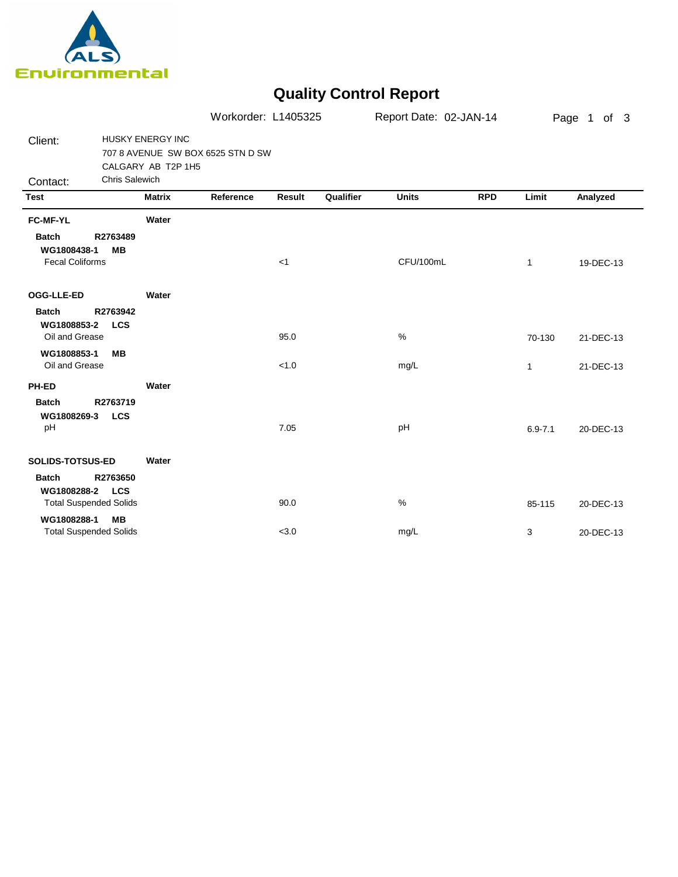ALS Environmental

# Quality Control Report

Workorder: L1405325 Report Date: 02-JAN-14

Client: HUSKY ENERGY INC
707 8 AVENUE SW BOX 6525 STN D SW
CALGARY AB T2P 1H5

Contact: Chris Salewich

| Test | Matrix | Reference | Result | Qualifier | Units | RPD | Limit | Analyzed |
|---|---|---|---|---|---|---|---|---|
| **FC-MF-YL** | **Water** | | | | | | | |
| **Batch R2763489** | | | | | | | | |
| **WG1808438-1 MB** | | | | | | | | |
| Fecal Coliforms | | | <1 | | CFU/100mL | | 1 | 19-DEC-13 |
| **OGG-LLE-ED** | **Water** | | | | | | | |
| **Batch R2763942** | | | | | | | | |
| **WG1808853-2 LCS** | | | | | | | | |
| Oil and Grease | | | 95.0 | | % | | 70-130 | 21-DEC-13 |
| **WG1808853-1 MB** | | | | | | | | |
| Oil and Grease | | | <1.0 | | mg/L | | 1 | 21-DEC-13 |
| **PH-ED** | **Water** | | | | | | | |
| **Batch R2763719** | | | | | | | | |
| **WG1808269-3 LCS** | | | | | | | | |
| pH | | | 7.05 | | pH | | 6.9-7.1 | 20-DEC-13 |
| **SOLIDS-TOTSUS-ED** | **Water** | | | | | | | |
| **Batch R2763650** | | | | | | | | |
| **WG1808288-2 LCS** | | | | | | | | |
| Total Suspended Solids | | | 90.0 | | % | | 85-115 | 20-DEC-13 |
| **WG1808288-1 MB** | | | | | | | | |
| Total Suspended Solids | | | <3.0 | | mg/L | | 3 | 20-DEC-13 |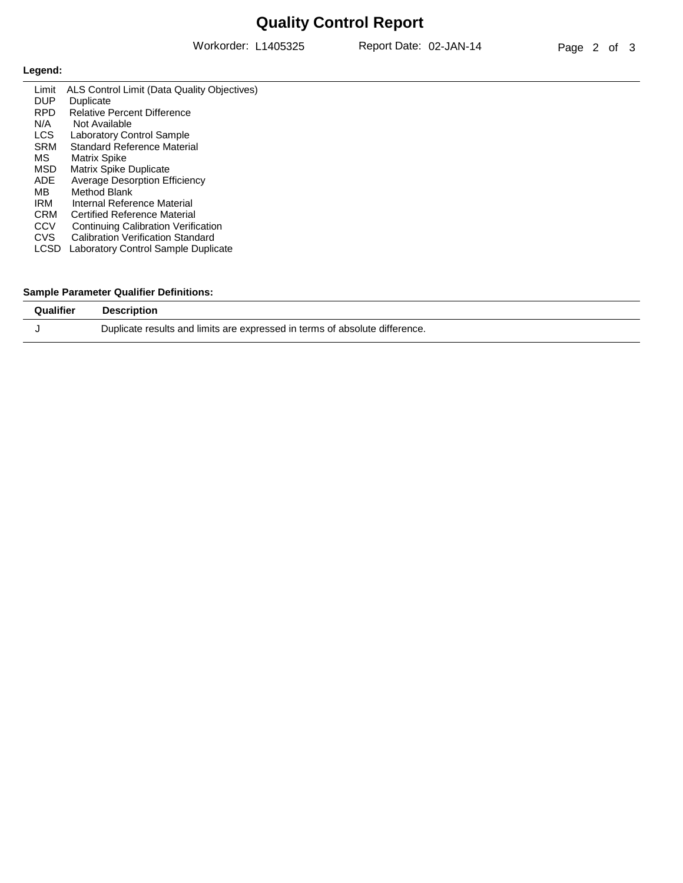# Quality Control Report

Workorder: L1405325 Report Date: 02-JAN-14

**Legend:**

| | |
|---|---|
| Limit | ALS Control Limit (Data Quality Objectives) |
| DUP | Duplicate |
| RPD | Relative Percent Difference |
| N/A | Not Available |
| LCS | Laboratory Control Sample |
| SRM | Standard Reference Material |
| MS | Matrix Spike |
| MSD | Matrix Spike Duplicate |
| ADE | Average Desorption Efficiency |
| MB | Method Blank |
| IRM | Internal Reference Material |
| CRM | Certified Reference Material |
| CCV | Continuing Calibration Verification |
| CVS | Calibration Verification Standard |
| LCSD | Laboratory Control Sample Duplicate |

**Sample Parameter Qualifier Definitions:**

| Qualifier | Description |
|---|---|
| J | Duplicate results and limits are expressed in terms of absolute difference. |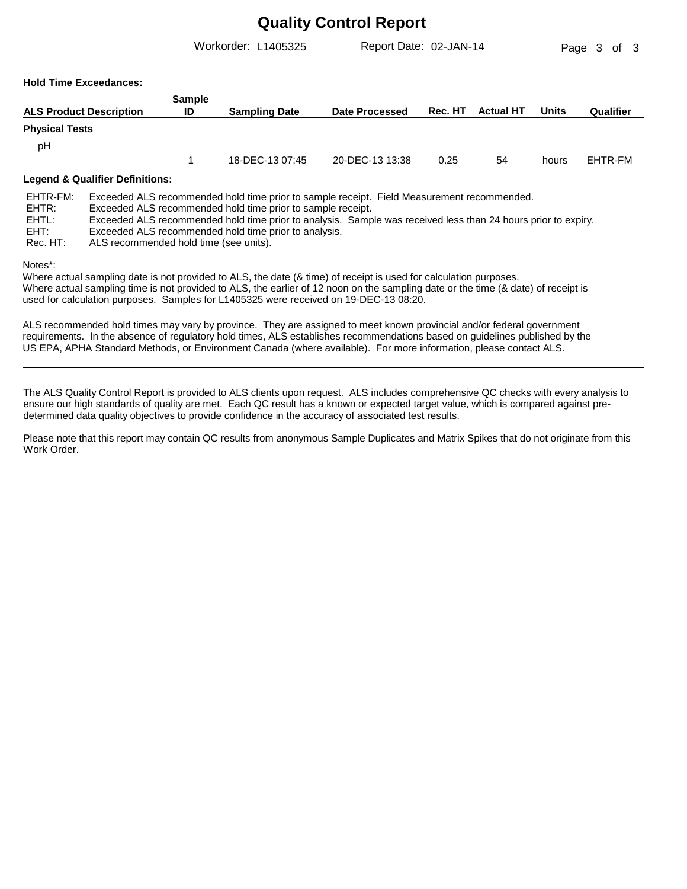# Quality Control Report

Workorder: L1405325    Report Date: 02-JAN-14

**Hold Time Exceedances:**

| ALS Product Description | Sample ID | Sampling Date | Date Processed | Rec. HT | Actual HT | Units | Qualifier |
|---|---|---|---|---|---|---|---|
| **Physical Tests** | | | | | | | |
| pH | | | | | | | |
| | 1 | 18-DEC-13 07:45 | 20-DEC-13 13:38 | 0.25 | 54 | hours | EHTR-FM |

**Legend & Qualifier Definitions:**

| | |
|---|---|
| EHTR-FM: | Exceeded ALS recommended hold time prior to sample receipt. Field Measurement recommended. |
| EHTR: | Exceeded ALS recommended hold time prior to sample receipt. |
| EHTL: | Exceeded ALS recommended hold time prior to analysis. Sample was received less than 24 hours prior to expiry. |
| EHT: | Exceeded ALS recommended hold time prior to analysis. |
| Rec. HT: | ALS recommended hold time (see units). |

Notes*:
Where actual sampling date is not provided to ALS, the date (& time) of receipt is used for calculation purposes.
Where actual sampling time is not provided to ALS, the earlier of 12 noon on the sampling date or the time (& date) of receipt is used for calculation purposes. Samples for L1405325 were received on 19-DEC-13 08:20.

ALS recommended hold times may vary by province. They are assigned to meet known provincial and/or federal government requirements. In the absence of regulatory hold times, ALS establishes recommendations based on guidelines published by the US EPA, APHA Standard Methods, or Environment Canada (where available). For more information, please contact ALS.

---

The ALS Quality Control Report is provided to ALS clients upon request. ALS includes comprehensive QC checks with every analysis to ensure our high standards of quality are met. Each QC result has a known or expected target value, which is compared against pre-determined data quality objectives to provide confidence in the accuracy of associated test results.

Please note that this report may contain QC results from anonymous Sample Duplicates and Matrix Spikes that do not originate from this Work Order.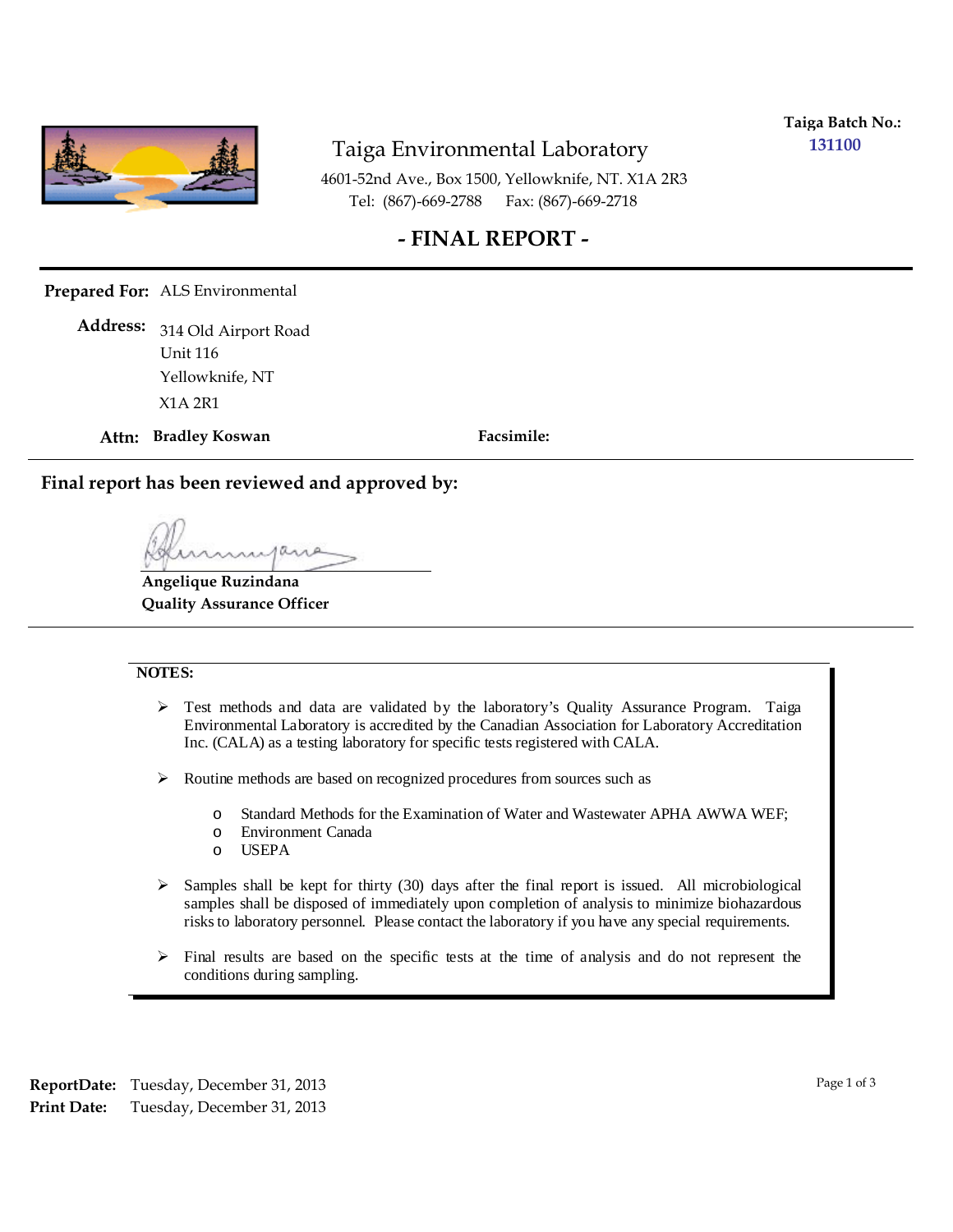**Taiga Batch No.:** 131100

# Taiga Environmental Laboratory

4601-52nd Ave., Box 1500, Yellowknife, NT. X1A 2R3
Tel: (867)-669-2788 Fax: (867)-669-2718

## - FINAL REPORT -

**Prepared For:** ALS Environmental

**Address:** 314 Old Airport Road
Unit 116
Yellowknife, NT
X1A 2R1

**Attn:** **Bradley Koswan** **Facsimile:**

**Final report has been reviewed and approved by:**

**Angelique Ruzindana**
**Quality Assurance Officer**

**NOTES:**

- Test methods and data are validated by the laboratory's Quality Assurance Program. Taiga Environmental Laboratory is accredited by the Canadian Association for Laboratory Accreditation Inc. (CALA) as a testing laboratory for specific tests registered with CALA.
- Routine methods are based on recognized procedures from sources such as
    - Standard Methods for the Examination of Water and Wastewater APHA AWWA WEF;
    - Environment Canada
    - USEPA
- Samples shall be kept for thirty (30) days after the final report is issued. All microbiological samples shall be disposed of immediately upon completion of analysis to minimize biohazardous risks to laboratory personnel. Please contact the laboratory if you have any special requirements.
- Final results are based on the specific tests at the time of analysis and do not represent the conditions during sampling.

**ReportDate:** Tuesday, December 31, 2013
**Print Date:** Tuesday, December 31, 2013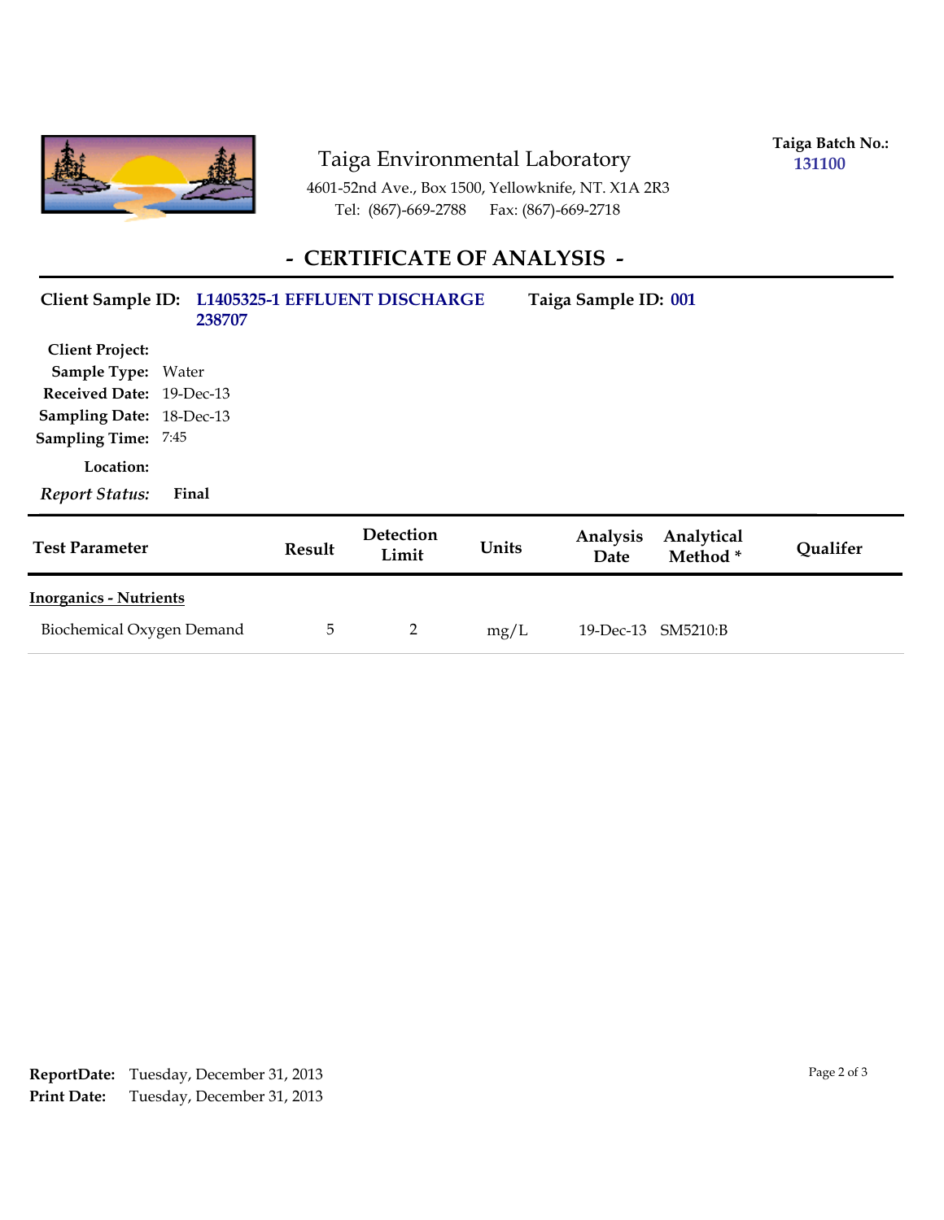# Taiga Environmental Laboratory

4601-52nd Ave., Box 1500, Yellowknife, NT. X1A 2R3
Tel: (867)-669-2788 Fax: (867)-669-2718

**Taiga Batch No.:** 131100

## - CERTIFICATE OF ANALYSIS -

**Client Sample ID:** L1405325-1 EFFLUENT DISCHARGE 238707 **Taiga Sample ID:** 001

**Client Project:**
**Sample Type:** Water
**Received Date:** 19-Dec-13
**Sampling Date:** 18-Dec-13
**Sampling Time:** 7:45
**Location:**
***Report Status:*** **Final**

| Test Parameter | Result | Detection Limit | Units | Analysis Date | Analytical Method * | Qualifer |
|---|---|---|---|---|---|---|
| **Inorganics - Nutrients** | | | | | | |
| Biochemical Oxygen Demand | 5 | 2 | mg/L | 19-Dec-13 | SM5210:B | |

**ReportDate:** Tuesday, December 31, 2013
**Print Date:** Tuesday, December 31, 2013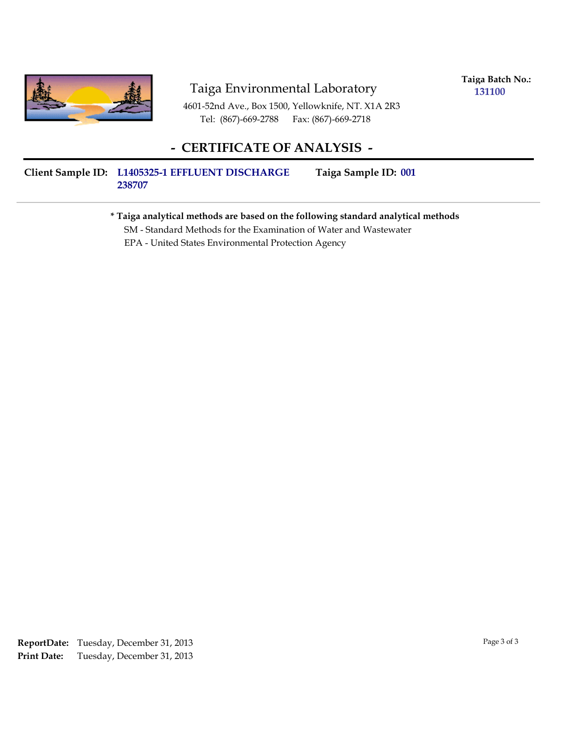Taiga Environmental Laboratory

4601-52nd Ave., Box 1500, Yellowknife, NT. X1A 2R3
Tel: (867)-669-2788 Fax: (867)-669-2718

**Taiga Batch No.:** 131100

## - CERTIFICATE OF ANALYSIS -

**Client Sample ID:** L1405325-1 EFFLUENT DISCHARGE 238707 **Taiga Sample ID:** 001

**\* Taiga analytical methods are based on the following standard analytical methods**

SM - Standard Methods for the Examination of Water and Wastewater
EPA - United States Environmental Protection Agency

**ReportDate:** Tuesday, December 31, 2013
**Print Date:** Tuesday, December 31, 2013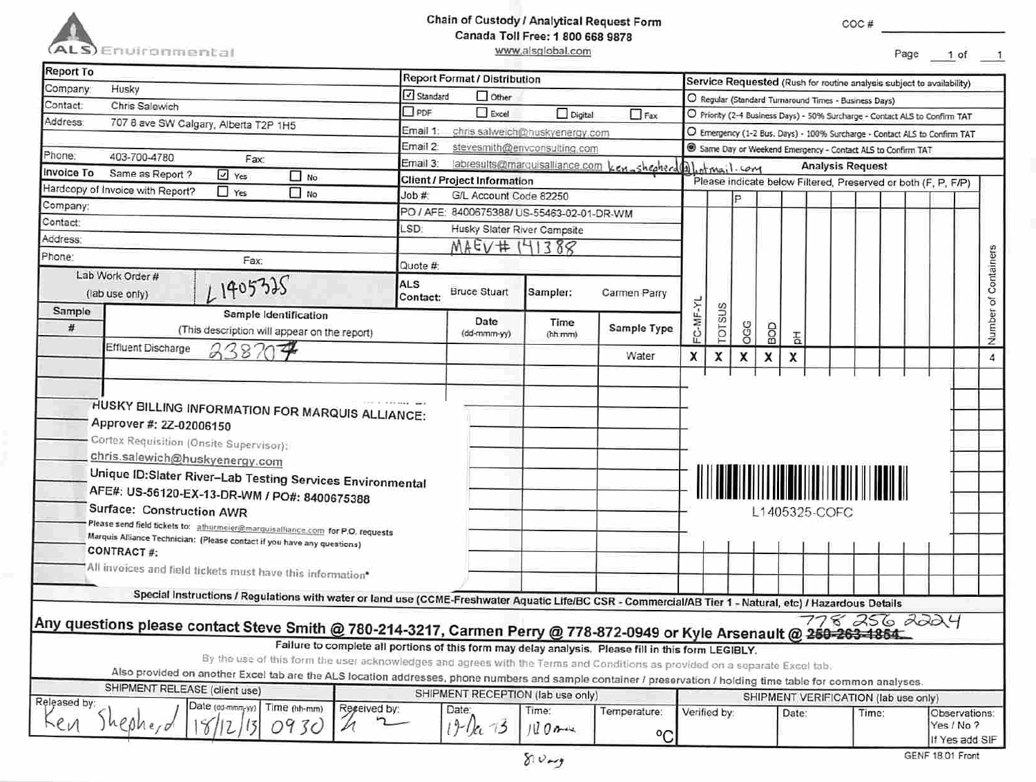ALS Environmental

**Chain of Custody / Analytical Request Form**
**Canada Toll Free: 1 800 668 9878**
www.alsglobal.com

COC #

Page 1 of 1

| Report To | |
|---|---|
| Company: | Husky |
| Contact: | Chris Salewich |
| Address: | 707 8 ave SW Calgary, Alberta T2P 1H5 |
| Phone: | 403-700-4780 Fax: |
| Invoice To | Same as Report ? ☑ Yes ☐ No |
| Hardcopy of Invoice with Report? | ☐ Yes ☐ No |
| Company: | |
| Contact: | |
| Address: | |
| Phone: | Fax: |
| Lab Work Order # (lab use only) | L1405325 |

| Report Format / Distribution | |
|---|---|
| ☑ Standard ☐ Other | |
| ☐ PDF ☐ Excel ☐ Digital ☐ Fax | |
| Email 1: | chris.salewich@huskyenergy.com |
| Email 2: | stevesmith@envconsulting.com |
| Email 3: | labresults@marquisalliance.com ken_shepherd@hotmail.com |

| Client / Project Information | |
|---|---|
| Job #: | G/L Account Code 82250 |
| PO / AFE: | 8400675388/ US-55463-02-01-DR-WM |
| LSD: | Husky Slater River Campsite MAEV# 141388 |
| Quote #: | |
| ALS Contact: | Bruce Stuart |
| Sampler: | Carmen Parry |

**Service Requested** (Rush for routine analysis subject to availability)

- ○ Regular (Standard Turnaround Times - Business Days)
- ○ Priority (2-4 Business Days) - 50% Surcharge - Contact ALS to Confirm TAT
- ○ Emergency (1-2 Bus. Days) - 100% Surcharge - Contact ALS to Confirm TAT
- ◉ Same Day or Weekend Emergency - Contact ALS to Confirm TAT

**Analysis Request**

Please indicate below Filtered, Preserved or both (F, P, F/P)

| Sample # | Sample Identification (This description will appear on the report) | Date (dd-mmm-yy) | Time (hh:mm) | Sample Type | FC-MF-YL | TOTSUS | OGG (P) | BOD | pH | Number of Containers |
|---|---|---|---|---|---|---|---|---|---|---|
| | Effluent Discharge 238707 | | | Water | X | X | X | X | X | 4 |

HUSKY BILLING INFORMATION FOR MARQUIS ALLIANCE:
Approver #: 2Z-02006150
Cortex Requisition (Onsite Supervisor):
chris.salewich@huskyenergy.com
Unique ID:Slater River–Lab Testing Services Environmental
AFE#: US-56120-EX-13-DR-WM / PO#: 8400675388
Surface: Construction AWR
Please send field tickets to: athurmeier@marquisalliance.com for P.O. requests
Marquis Alliance Technician: (Please contact if you have any questions)
CONTRACT #:
All invoices and field tickets must have this information*

L1405325-COFC

**Special Instructions / Regulations with water or land use (CCME-Freshwater Aquatic Life/BC CSR - Commercial/AB Tier 1 - Natural, etc) / Hazardous Details**

**Any questions please contact Steve Smith @ 780-214-3217, Carmen Perry @ 778-872-0949 or Kyle Arsenault @ ~~250-263-1854~~ 778 256 2224**

Failure to complete all portions of this form may delay analysis. Please fill in this form LEGIBLY.

By the use of this form the user acknowledges and agrees with the Terms and Conditions as provided on a separate Excel tab.

Also provided on another Excel tab are the ALS location addresses, phone numbers and sample container / preservation / holding time table for common analyses.

| SHIPMENT RELEASE (client use) | | | SHIPMENT RECEPTION (lab use only) | | | | SHIPMENT VERIFICATION (lab use only) | | | |
|---|---|---|---|---|---|---|---|---|---|---|
| Released by: Ken Shepherd | Date (dd-mmm-yy): 18/12/13 | Time (hh-mm): 0930 | Received by: | Date: 19-Dec-13 | Time: 1100am | Temperature: °C | Verified by: | Date: | Time: | Observations: Yes / No ? If Yes add SIF |

8.0 deg

GENF 18.01 Front